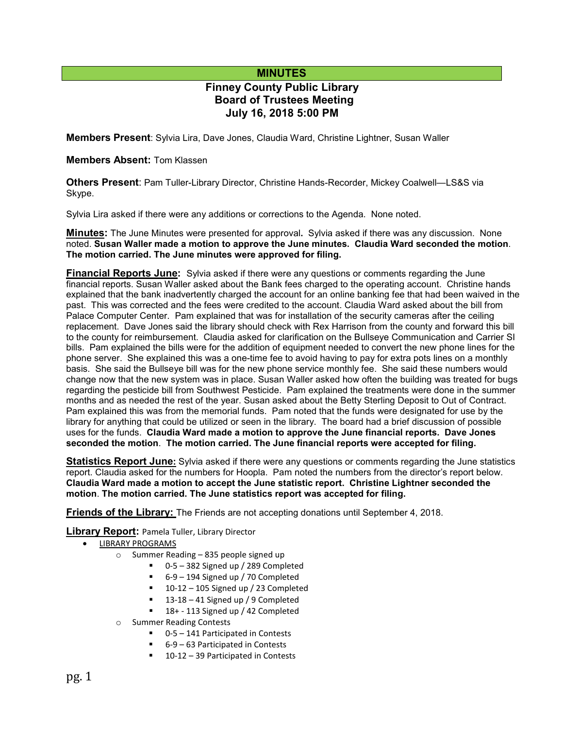# MINUTES

## Finney County Public Library
## Board of Trustees Meeting
## July 16, 2018 5:00 PM

**Members Present**: Sylvia Lira, Dave Jones, Claudia Ward, Christine Lightner, Susan Waller

**Members Absent:** Tom Klassen

**Others Present**: Pam Tuller-Library Director, Christine Hands-Recorder, Mickey Coalwell—LS&S via Skype.

Sylvia Lira asked if there were any additions or corrections to the Agenda. None noted.

**Minutes:** The June Minutes were presented for approval**.** Sylvia asked if there was any discussion. None noted. **Susan Waller made a motion to approve the June minutes. Claudia Ward seconded the motion**. **The motion carried. The June minutes were approved for filing.**

**Financial Reports June:** Sylvia asked if there were any questions or comments regarding the June financial reports. Susan Waller asked about the Bank fees charged to the operating account. Christine hands explained that the bank inadvertently charged the account for an online banking fee that had been waived in the past. This was corrected and the fees were credited to the account. Claudia Ward asked about the bill from Palace Computer Center. Pam explained that was for installation of the security cameras after the ceiling replacement. Dave Jones said the library should check with Rex Harrison from the county and forward this bill to the county for reimbursement. Claudia asked for clarification on the Bullseye Communication and Carrier SI bills. Pam explained the bills were for the addition of equipment needed to convert the new phone lines for the phone server. She explained this was a one-time fee to avoid having to pay for extra pots lines on a monthly basis. She said the Bullseye bill was for the new phone service monthly fee. She said these numbers would change now that the new system was in place. Susan Waller asked how often the building was treated for bugs regarding the pesticide bill from Southwest Pesticide. Pam explained the treatments were done in the summer months and as needed the rest of the year. Susan asked about the Betty Sterling Deposit to Out of Contract. Pam explained this was from the memorial funds. Pam noted that the funds were designated for use by the library for anything that could be utilized or seen in the library. The board had a brief discussion of possible uses for the funds. **Claudia Ward made a motion to approve the June financial reports. Dave Jones seconded the motion**. **The motion carried. The June financial reports were accepted for filing.**

**Statistics Report June:** Sylvia asked if there were any questions or comments regarding the June statistics report. Claudia asked for the numbers for Hoopla. Pam noted the numbers from the director's report below. **Claudia Ward made a motion to accept the June statistic report. Christine Lightner seconded the motion**. **The motion carried. The June statistics report was accepted for filing.**

**Friends of the Library:** The Friends are not accepting donations until September 4, 2018.

**Library Report:** Pamela Tuller, Library Director

- LIBRARY PROGRAMS
  - Summer Reading – 835 people signed up
    - 0-5 – 382 Signed up / 289 Completed
    - 6-9 – 194 Signed up / 70 Completed
    - 10-12 – 105 Signed up / 23 Completed
    - 13-18 – 41 Signed up / 9 Completed
    - 18+ - 113 Signed up / 42 Completed
  - Summer Reading Contests
    - 0-5 – 141 Participated in Contests
    - 6-9 – 63 Participated in Contests
    - 10-12 – 39 Participated in Contests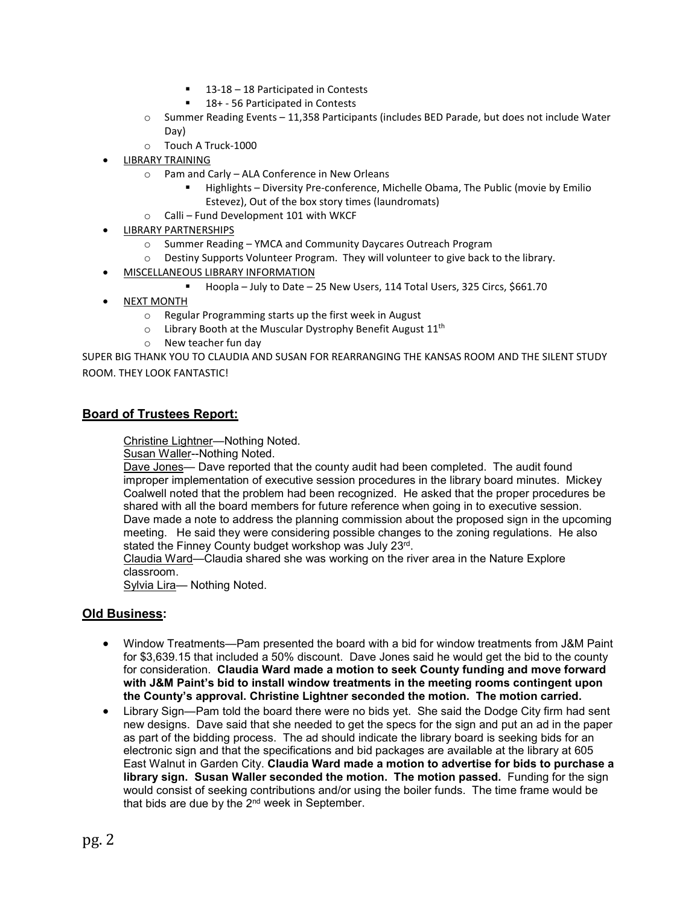- 13-18 – 18 Participated in Contests
      - 18+ - 56 Participated in Contests
  - Summer Reading Events – 11,358 Participants (includes BED Parade, but does not include Water Day)
  - Touch A Truck-1000
- LIBRARY TRAINING
  - Pam and Carly – ALA Conference in New Orleans
    - Highlights – Diversity Pre-conference, Michelle Obama, The Public (movie by Emilio Estevez), Out of the box story times (laundromats)
  - Calli – Fund Development 101 with WKCF
- LIBRARY PARTNERSHIPS
  - Summer Reading – YMCA and Community Daycares Outreach Program
  - Destiny Supports Volunteer Program. They will volunteer to give back to the library.
- MISCELLANEOUS LIBRARY INFORMATION
    - Hoopla – July to Date – 25 New Users, 114 Total Users, 325 Circs, $661.70
- NEXT MONTH
  - Regular Programming starts up the first week in August
  - Library Booth at the Muscular Dystrophy Benefit August 11th
  - New teacher fun day

SUPER BIG THANK YOU TO CLAUDIA AND SUSAN FOR REARRANGING THE KANSAS ROOM AND THE SILENT STUDY ROOM. THEY LOOK FANTASTIC!

## Board of Trustees Report:

Christine Lightner—Nothing Noted.
Susan Waller--Nothing Noted.
Dave Jones— Dave reported that the county audit had been completed. The audit found improper implementation of executive session procedures in the library board minutes. Mickey Coalwell noted that the problem had been recognized. He asked that the proper procedures be shared with all the board members for future reference when going in to executive session. Dave made a note to address the planning commission about the proposed sign in the upcoming meeting. He said they were considering possible changes to the zoning regulations. He also stated the Finney County budget workshop was July 23rd.
Claudia Ward—Claudia shared she was working on the river area in the Nature Explore classroom.
Sylvia Lira— Nothing Noted.

## Old Business:

- Window Treatments—Pam presented the board with a bid for window treatments from J&M Paint for $3,639.15 that included a 50% discount. Dave Jones said he would get the bid to the county for consideration. **Claudia Ward made a motion to seek County funding and move forward with J&M Paint's bid to install window treatments in the meeting rooms contingent upon the County's approval. Christine Lightner seconded the motion. The motion carried.**
- Library Sign—Pam told the board there were no bids yet. She said the Dodge City firm had sent new designs. Dave said that she needed to get the specs for the sign and put an ad in the paper as part of the bidding process. The ad should indicate the library board is seeking bids for an electronic sign and that the specifications and bid packages are available at the library at 605 East Walnut in Garden City. **Claudia Ward made a motion to advertise for bids to purchase a library sign. Susan Waller seconded the motion. The motion passed.** Funding for the sign would consist of seeking contributions and/or using the boiler funds. The time frame would be that bids are due by the 2nd week in September.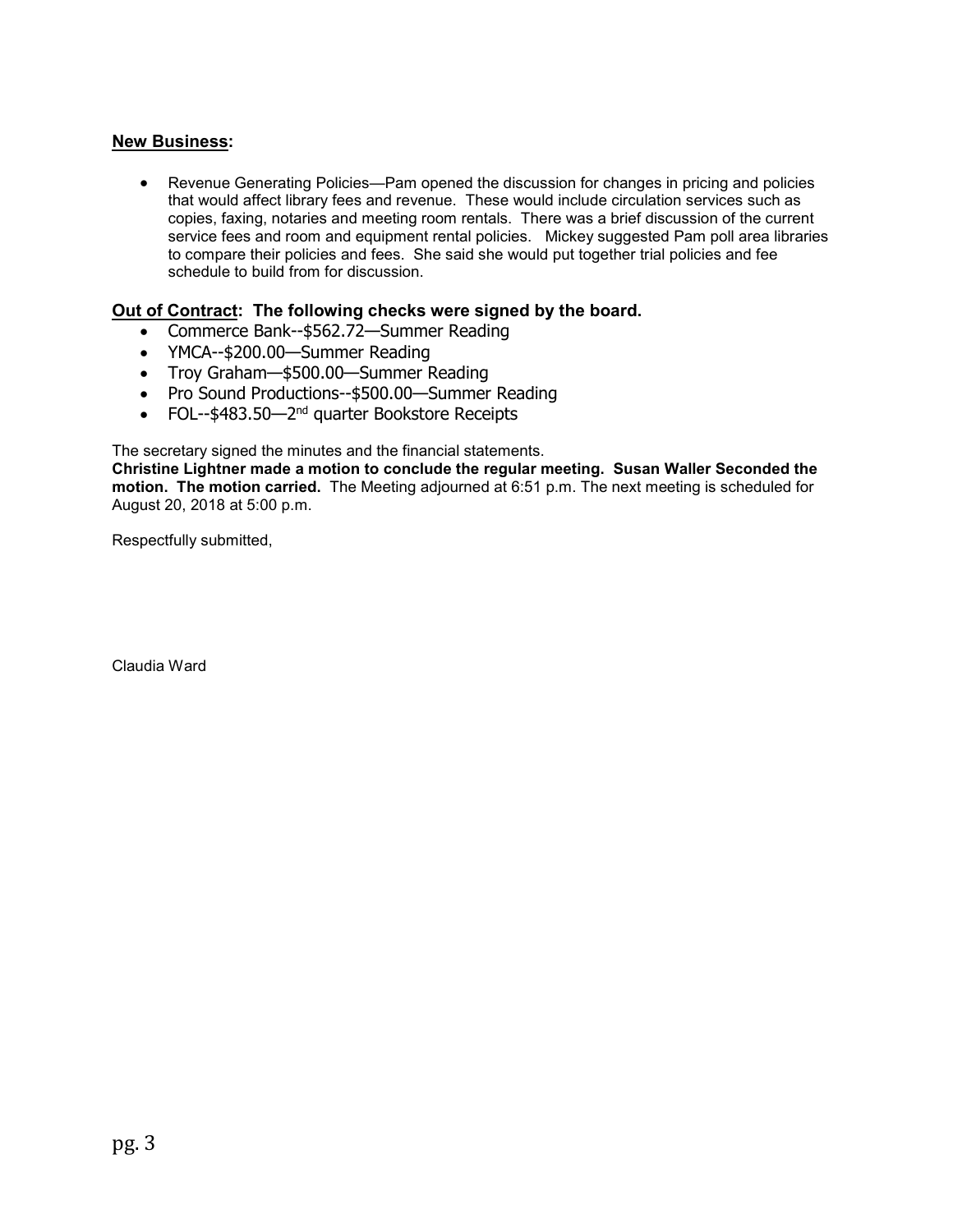**New Business:**

- Revenue Generating Policies—Pam opened the discussion for changes in pricing and policies that would affect library fees and revenue. These would include circulation services such as copies, faxing, notaries and meeting room rentals. There was a brief discussion of the current service fees and room and equipment rental policies. Mickey suggested Pam poll area libraries to compare their policies and fees. She said she would put together trial policies and fee schedule to build from for discussion.

**Out of Contract: The following checks were signed by the board.**

- Commerce Bank--$562.72—Summer Reading
- YMCA--$200.00—Summer Reading
- Troy Graham—$500.00—Summer Reading
- Pro Sound Productions--$500.00—Summer Reading
- FOL--$483.50—2nd quarter Bookstore Receipts

The secretary signed the minutes and the financial statements.

**Christine Lightner made a motion to conclude the regular meeting. Susan Waller Seconded the motion. The motion carried.** The Meeting adjourned at 6:51 p.m. The next meeting is scheduled for August 20, 2018 at 5:00 p.m.

Respectfully submitted,

Claudia Ward